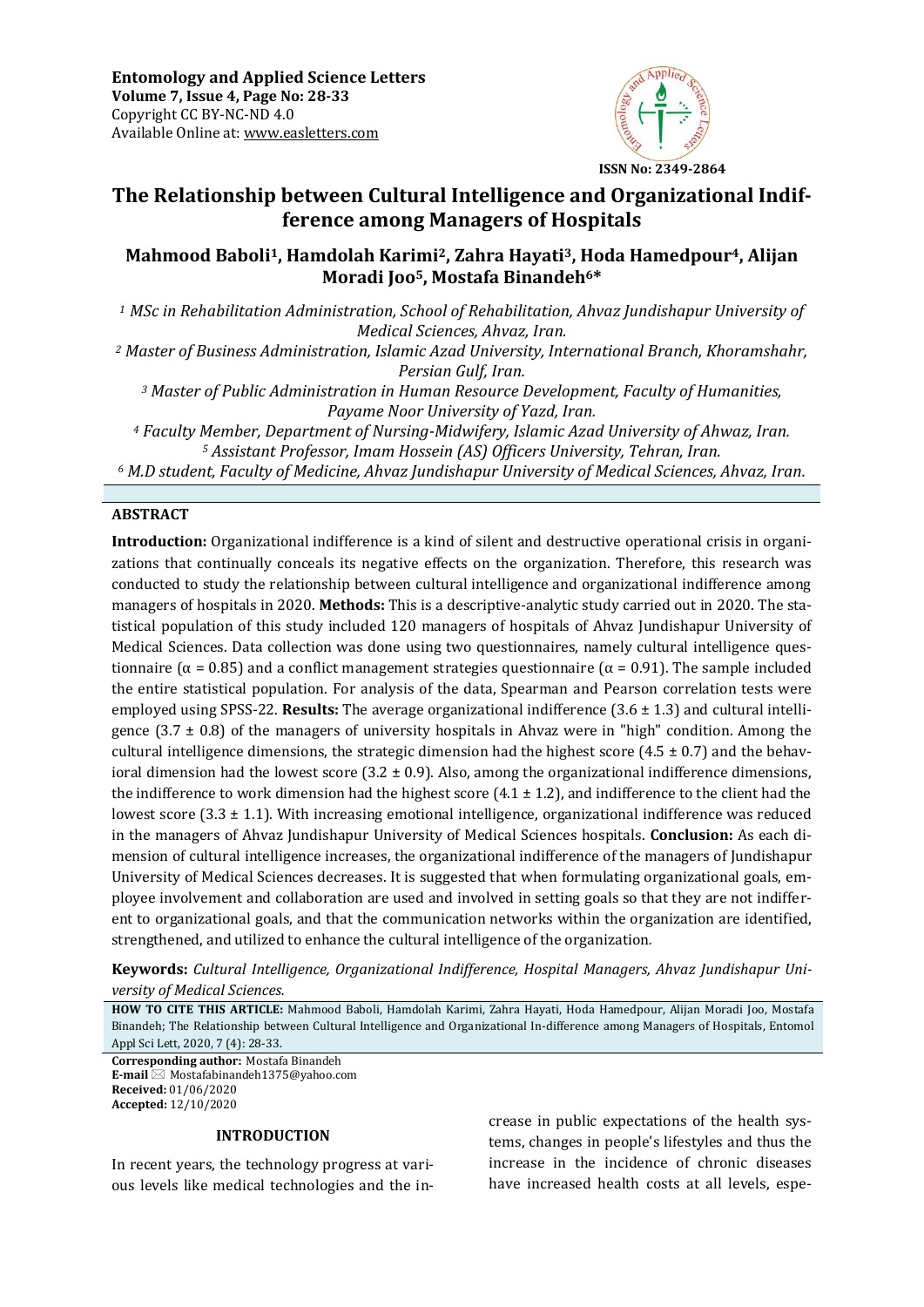**Entomology and Applied Science Letters**
**Volume 7, Issue 4, Page No: 28-33**
Copyright CC BY-NC-ND 4.0
Available Online at: www.easletters.com

**ISSN No: 2349-2864**

# The Relationship between Cultural Intelligence and Organizational Indifference among Managers of Hospitals

**Mahmood Baboli[1], Hamdolah Karimi[2], Zahra Hayati[3], Hoda Hamedpour[4], Alijan Moradi Joo[5], Mostafa Binandeh[6]***

*[1] MSc in Rehabilitation Administration, School of Rehabilitation, Ahvaz Jundishapur University of Medical Sciences, Ahvaz, Iran.*
*[2] Master of Business Administration, Islamic Azad University, International Branch, Khoramshahr, Persian Gulf, Iran.*
*[3] Master of Public Administration in Human Resource Development, Faculty of Humanities, Payame Noor University of Yazd, Iran.*
*[4] Faculty Member, Department of Nursing-Midwifery, Islamic Azad University of Ahwaz, Iran.*
*[5] Assistant Professor, Imam Hossein (AS) Officers University, Tehran, Iran.*
*[6] M.D student, Faculty of Medicine, Ahvaz Jundishapur University of Medical Sciences, Ahvaz, Iran.*

## ABSTRACT

**Introduction:** Organizational indifference is a kind of silent and destructive operational crisis in organizations that continually conceals its negative effects on the organization. Therefore, this research was conducted to study the relationship between cultural intelligence and organizational indifference among managers of hospitals in 2020. **Methods:** This is a descriptive-analytic study carried out in 2020. The statistical population of this study included 120 managers of hospitals of Ahvaz Jundishapur University of Medical Sciences. Data collection was done using two questionnaires, namely cultural intelligence questionnaire ($\alpha = 0.85$) and a conflict management strategies questionnaire ($\alpha = 0.91$). The sample included the entire statistical population. For analysis of the data, Spearman and Pearson correlation tests were employed using SPSS-22. **Results:** The average organizational indifference ($3.6 \pm 1.3$) and cultural intelligence ($3.7 \pm 0.8$) of the managers of university hospitals in Ahvaz were in "high" condition. Among the cultural intelligence dimensions, the strategic dimension had the highest score ($4.5 \pm 0.7$) and the behavioral dimension had the lowest score ($3.2 \pm 0.9$). Also, among the organizational indifference dimensions, the indifference to work dimension had the highest score ($4.1 \pm 1.2$), and indifference to the client had the lowest score ($3.3 \pm 1.1$). With increasing emotional intelligence, organizational indifference was reduced in the managers of Ahvaz Jundishapur University of Medical Sciences hospitals. **Conclusion:** As each dimension of cultural intelligence increases, the organizational indifference of the managers of Jundishapur University of Medical Sciences decreases. It is suggested that when formulating organizational goals, employee involvement and collaboration are used and involved in setting goals so that they are not indifferent to organizational goals, and that the communication networks within the organization are identified, strengthened, and utilized to enhance the cultural intelligence of the organization.

**Keywords:** *Cultural Intelligence, Organizational Indifference, Hospital Managers, Ahvaz Jundishapur University of Medical Sciences.*

**HOW TO CITE THIS ARTICLE:** Mahmood Baboli, Hamdolah Karimi, Zahra Hayati, Hoda Hamedpour, Alijan Moradi Joo, Mostafa Binandeh; The Relationship between Cultural Intelligence and Organizational In-difference among Managers of Hospitals, Entomol Appl Sci Lett, 2020, 7 (4): 28-33.

**Corresponding author:** Mostafa Binandeh
**E-mail** ✉ Mostafabinandeh1375@yahoo.com
**Received:** 01/06/2020
**Accepted:** 12/10/2020

## INTRODUCTION

In recent years, the technology progress at various levels like medical technologies and the increase in public expectations of the health systems, changes in people's lifestyles and thus the increase in the incidence of chronic diseases have increased health costs at all levels, espe-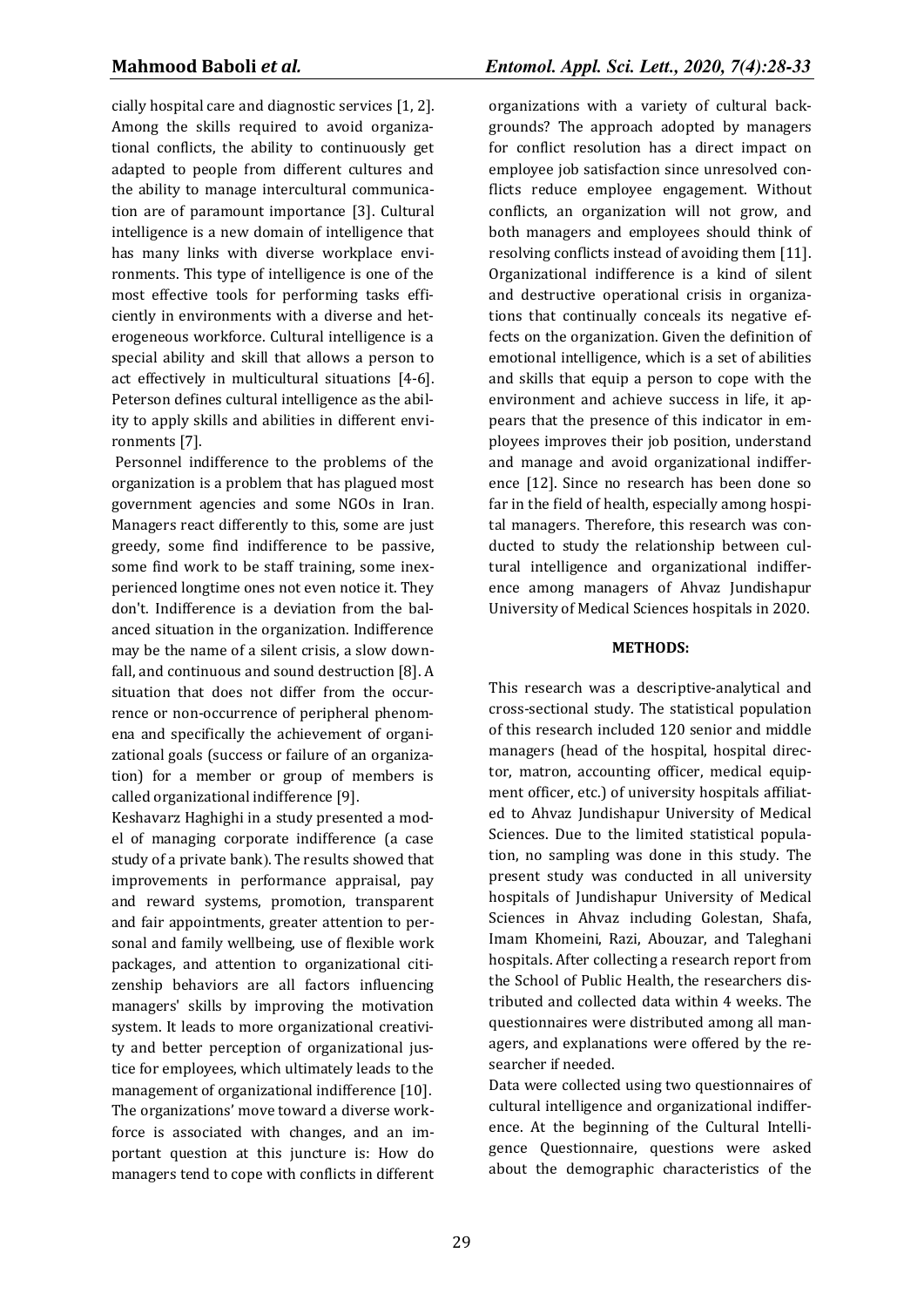cially hospital care and diagnostic services [1, 2]. Among the skills required to avoid organizational conflicts, the ability to continuously get adapted to people from different cultures and the ability to manage intercultural communication are of paramount importance [3]. Cultural intelligence is a new domain of intelligence that has many links with diverse workplace environments. This type of intelligence is one of the most effective tools for performing tasks efficiently in environments with a diverse and heterogeneous workforce. Cultural intelligence is a special ability and skill that allows a person to act effectively in multicultural situations [4-6]. Peterson defines cultural intelligence as the ability to apply skills and abilities in different environments [7].

Personnel indifference to the problems of the organization is a problem that has plagued most government agencies and some NGOs in Iran. Managers react differently to this, some are just greedy, some find indifference to be passive, some find work to be staff training, some inexperienced longtime ones not even notice it. They don't. Indifference is a deviation from the balanced situation in the organization. Indifference may be the name of a silent crisis, a slow downfall, and continuous and sound destruction [8]. A situation that does not differ from the occurrence or non-occurrence of peripheral phenomena and specifically the achievement of organizational goals (success or failure of an organization) for a member or group of members is called organizational indifference [9].

Keshavarz Haghighi in a study presented a model of managing corporate indifference (a case study of a private bank). The results showed that improvements in performance appraisal, pay and reward systems, promotion, transparent and fair appointments, greater attention to personal and family wellbeing, use of flexible work packages, and attention to organizational citizenship behaviors are all factors influencing managers' skills by improving the motivation system. It leads to more organizational creativity and better perception of organizational justice for employees, which ultimately leads to the management of organizational indifference [10].

The organizations' move toward a diverse workforce is associated with changes, and an important question at this juncture is: How do managers tend to cope with conflicts in different organizations with a variety of cultural backgrounds? The approach adopted by managers for conflict resolution has a direct impact on employee job satisfaction since unresolved conflicts reduce employee engagement. Without conflicts, an organization will not grow, and both managers and employees should think of resolving conflicts instead of avoiding them [11]. Organizational indifference is a kind of silent and destructive operational crisis in organizations that continually conceals its negative effects on the organization. Given the definition of emotional intelligence, which is a set of abilities and skills that equip a person to cope with the environment and achieve success in life, it appears that the presence of this indicator in employees improves their job position, understand and manage and avoid organizational indifference [12]. Since no research has been done so far in the field of health, especially among hospital managers. Therefore, this research was conducted to study the relationship between cultural intelligence and organizational indifference among managers of Ahvaz Jundishapur University of Medical Sciences hospitals in 2020.

## METHODS:

This research was a descriptive-analytical and cross-sectional study. The statistical population of this research included 120 senior and middle managers (head of the hospital, hospital director, matron, accounting officer, medical equipment officer, etc.) of university hospitals affiliated to Ahvaz Jundishapur University of Medical Sciences. Due to the limited statistical population, no sampling was done in this study. The present study was conducted in all university hospitals of Jundishapur University of Medical Sciences in Ahvaz including Golestan, Shafa, Imam Khomeini, Razi, Abouzar, and Taleghani hospitals. After collecting a research report from the School of Public Health, the researchers distributed and collected data within 4 weeks. The questionnaires were distributed among all managers, and explanations were offered by the researcher if needed.

Data were collected using two questionnaires of cultural intelligence and organizational indifference. At the beginning of the Cultural Intelligence Questionnaire, questions were asked about the demographic characteristics of the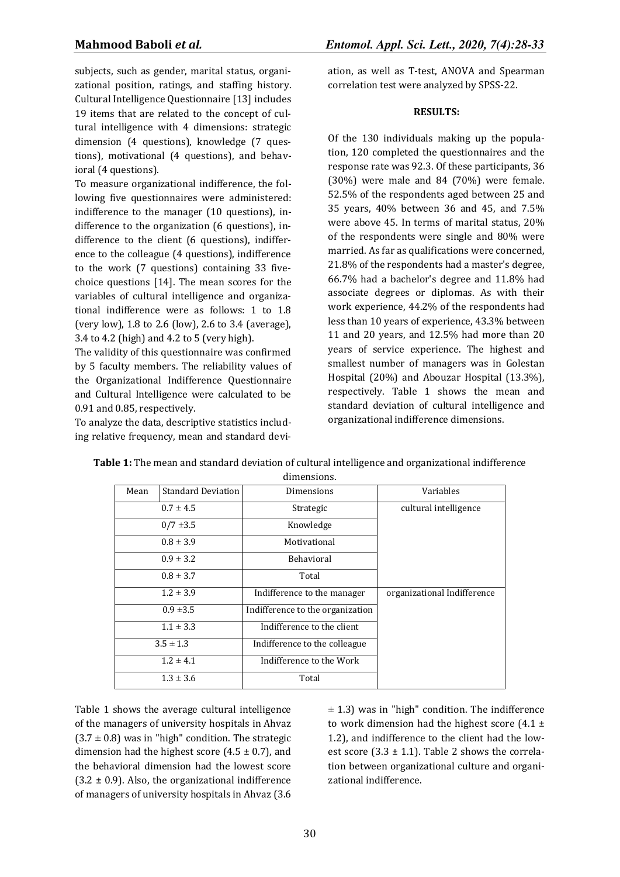subjects, such as gender, marital status, organizational position, ratings, and staffing history. Cultural Intelligence Questionnaire [13] includes 19 items that are related to the concept of cultural intelligence with 4 dimensions: strategic dimension (4 questions), knowledge (7 questions), motivational (4 questions), and behavioral (4 questions).

To measure organizational indifference, the following five questionnaires were administered: indifference to the manager (10 questions), indifference to the organization (6 questions), indifference to the client (6 questions), indifference to the colleague (4 questions), indifference to the work (7 questions) containing 33 five-choice questions [14]. The mean scores for the variables of cultural intelligence and organizational indifference were as follows: 1 to 1.8 (very low), 1.8 to 2.6 (low), 2.6 to 3.4 (average), 3.4 to 4.2 (high) and 4.2 to 5 (very high).

The validity of this questionnaire was confirmed by 5 faculty members. The reliability values of the Organizational Indifference Questionnaire and Cultural Intelligence were calculated to be 0.91 and 0.85, respectively.

To analyze the data, descriptive statistics including relative frequency, mean and standard deviation, as well as T-test, ANOVA and Spearman correlation test were analyzed by SPSS-22.

## RESULTS:

Of the 130 individuals making up the population, 120 completed the questionnaires and the response rate was 92.3. Of these participants, 36 (30%) were male and 84 (70%) were female. 52.5% of the respondents aged between 25 and 35 years, 40% between 36 and 45, and 7.5% were above 45. In terms of marital status, 20% of the respondents were single and 80% were married. As far as qualifications were concerned, 21.8% of the respondents had a master's degree, 66.7% had a bachelor's degree and 11.8% had associate degrees or diplomas. As with their work experience, 44.2% of the respondents had less than 10 years of experience, 43.3% between 11 and 20 years, and 12.5% had more than 20 years of service experience. The highest and smallest number of managers was in Golestan Hospital (20%) and Abouzar Hospital (13.3%), respectively. Table 1 shows the mean and standard deviation of cultural intelligence and organizational indifference dimensions.

**Table 1:** The mean and standard deviation of cultural intelligence and organizational indifference dimensions.

| Mean | Standard Deviation | Dimensions | Variables |
|---|---|---|---|
| 0.7 ± 4.5 | | Strategic | cultural intelligence |
| 0/7 ±3.5 | | Knowledge | |
| 0.8 ± 3.9 | | Motivational | |
| 0.9 ± 3.2 | | Behavioral | |
| 0.8 ± 3.7 | | Total | |
| 1.2 ± 3.9 | | Indifference to the manager | organizational Indifference |
| 0.9 ±3.5 | | Indifference to the organization | |
| 1.1 ± 3.3 | | Indifference to the client | |
| 3.5 ± 1.3 | | Indifference to the colleague | |
| 1.2 ± 4.1 | | Indifference to the Work | |
| 1.3 ± 3.6 | | Total | |

Table 1 shows the average cultural intelligence of the managers of university hospitals in Ahvaz (3.7 ± 0.8) was in "high" condition. The strategic dimension had the highest score (4.5 ± 0.7), and the behavioral dimension had the lowest score (3.2 ± 0.9). Also, the organizational indifference of managers of university hospitals in Ahvaz (3.6 ± 1.3) was in "high" condition. The indifference to work dimension had the highest score (4.1 ± 1.2), and indifference to the client had the lowest score (3.3 ± 1.1). Table 2 shows the correlation between organizational culture and organizational indifference.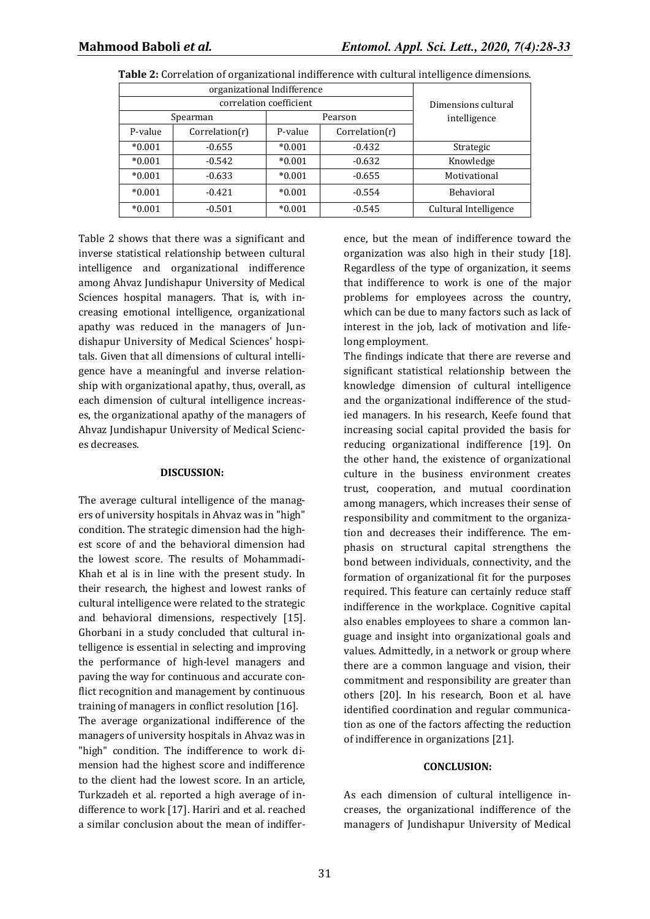**Table 2:** Correlation of organizational indifference with cultural intelligence dimensions.

| organizational Indifference | | | | Dimensions cultural intelligence |
|---|---|---|---|---|
| correlation coefficient | | | | |
| Spearman | | Pearson | | |
| P-value | Correlation(r) | P-value | Correlation(r) | |
| *0.001 | -0.655 | *0.001 | -0.432 | Strategic |
| *0.001 | -0.542 | *0.001 | -0.632 | Knowledge |
| *0.001 | -0.633 | *0.001 | -0.655 | Motivational |
| *0.001 | -0.421 | *0.001 | -0.554 | Behavioral |
| *0.001 | -0.501 | *0.001 | -0.545 | Cultural Intelligence |

Table 2 shows that there was a significant and inverse statistical relationship between cultural intelligence and organizational indifference among Ahvaz Jundishapur University of Medical Sciences hospital managers. That is, with increasing emotional intelligence, organizational apathy was reduced in the managers of Jundishapur University of Medical Sciences' hospitals. Given that all dimensions of cultural intelligence have a meaningful and inverse relationship with organizational apathy, thus, overall, as each dimension of cultural intelligence increases, the organizational apathy of the managers of Ahvaz Jundishapur University of Medical Sciences decreases.

## DISCUSSION:

The average cultural intelligence of the managers of university hospitals in Ahvaz was in "high" condition. The strategic dimension had the highest score of and the behavioral dimension had the lowest score. The results of Mohammadi-Khah et al is in line with the present study. In their research, the highest and lowest ranks of cultural intelligence were related to the strategic and behavioral dimensions, respectively [15]. Ghorbani in a study concluded that cultural intelligence is essential in selecting and improving the performance of high-level managers and paving the way for continuous and accurate conflict recognition and management by continuous training of managers in conflict resolution [16].

The average organizational indifference of the managers of university hospitals in Ahvaz was in "high" condition. The indifference to work dimension had the highest score and indifference to the client had the lowest score. In an article, Turkzadeh et al. reported a high average of indifference to work [17]. Hariri and et al. reached a similar conclusion about the mean of indifference, but the mean of indifference toward the organization was also high in their study [18]. Regardless of the type of organization, it seems that indifference to work is one of the major problems for employees across the country, which can be due to many factors such as lack of interest in the job, lack of motivation and lifelong employment.

The findings indicate that there are reverse and significant statistical relationship between the knowledge dimension of cultural intelligence and the organizational indifference of the studied managers. In his research, Keefe found that increasing social capital provided the basis for reducing organizational indifference [19]. On the other hand, the existence of organizational culture in the business environment creates trust, cooperation, and mutual coordination among managers, which increases their sense of responsibility and commitment to the organization and decreases their indifference. The emphasis on structural capital strengthens the bond between individuals, connectivity, and the formation of organizational fit for the purposes required. This feature can certainly reduce staff indifference in the workplace. Cognitive capital also enables employees to share a common language and insight into organizational goals and values. Admittedly, in a network or group where there are a common language and vision, their commitment and responsibility are greater than others [20]. In his research, Boon et al. have identified coordination and regular communication as one of the factors affecting the reduction of indifference in organizations [21].

## CONCLUSION:

As each dimension of cultural intelligence increases, the organizational indifference of the managers of Jundishapur University of Medical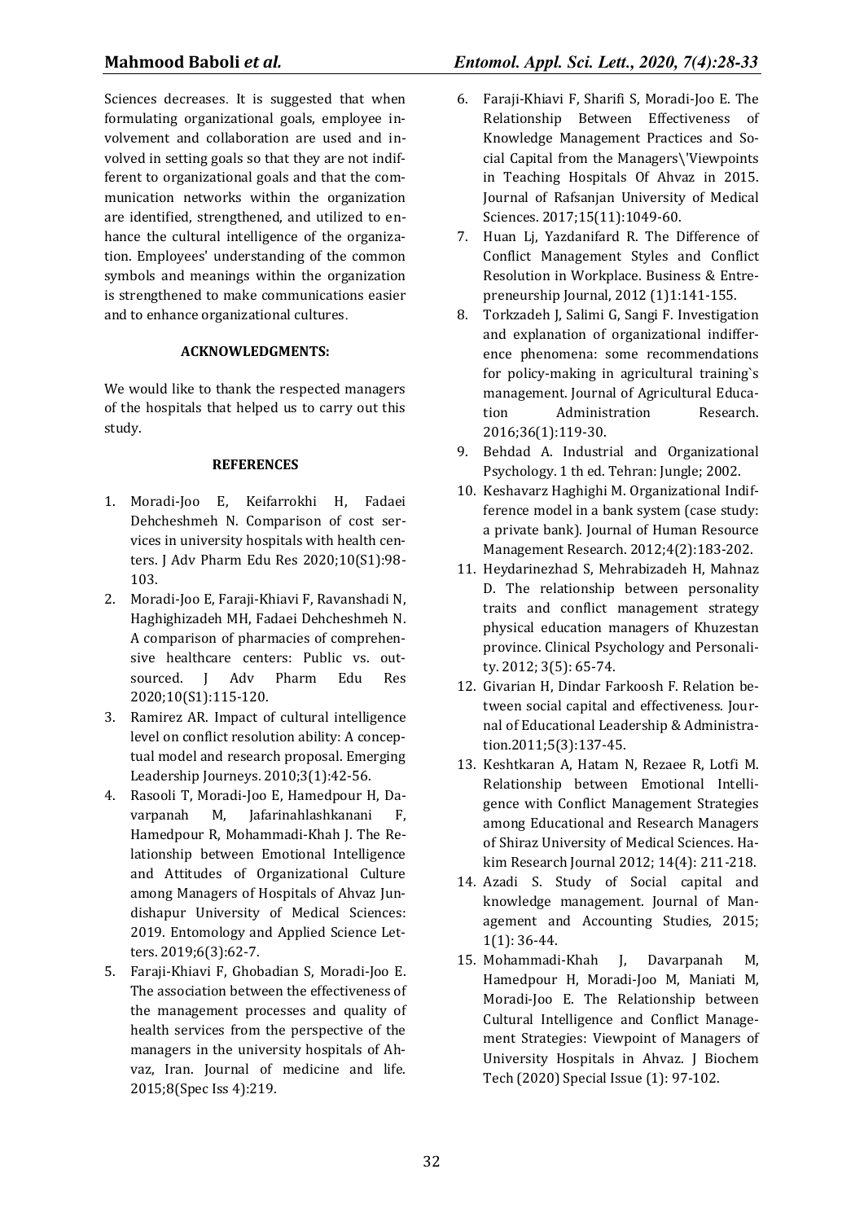Sciences decreases. It is suggested that when formulating organizational goals, employee involvement and collaboration are used and involved in setting goals so that they are not indifferent to organizational goals and that the communication networks within the organization are identified, strengthened, and utilized to enhance the cultural intelligence of the organization. Employees' understanding of the common symbols and meanings within the organization is strengthened to make communications easier and to enhance organizational cultures.

#### ACKNOWLEDGMENTS:

We would like to thank the respected managers of the hospitals that helped us to carry out this study.

#### REFERENCES

1. Moradi-Joo E, Keifarrokhi H, Fadaei Dehcheshmeh N. Comparison of cost services in university hospitals with health centers. J Adv Pharm Edu Res 2020;10(S1):98-103.
2. Moradi-Joo E, Faraji-Khiavi F, Ravanshadi N, Haghighizadeh MH, Fadaei Dehcheshmeh N. A comparison of pharmacies of comprehensive healthcare centers: Public vs. outsourced. J Adv Pharm Edu Res 2020;10(S1):115-120.
3. Ramirez AR. Impact of cultural intelligence level on conflict resolution ability: A conceptual model and research proposal. Emerging Leadership Journeys. 2010;3(1):42-56.
4. Rasooli T, Moradi-Joo E, Hamedpour H, Davarpanah M, Jafarinahlashkanani F, Hamedpour R, Mohammadi-Khah J. The Relationship between Emotional Intelligence and Attitudes of Organizational Culture among Managers of Hospitals of Ahvaz Jundishapur University of Medical Sciences: 2019. Entomology and Applied Science Letters. 2019;6(3):62-7.
5. Faraji-Khiavi F, Ghobadian S, Moradi-Joo E. The association between the effectiveness of the management processes and quality of health services from the perspective of the managers in the university hospitals of Ahvaz, Iran. Journal of medicine and life. 2015;8(Spec Iss 4):219.
6. Faraji-Khiavi F, Sharifi S, Moradi-Joo E. The Relationship Between Effectiveness of Knowledge Management Practices and Social Capital from the Managers\'Viewpoints in Teaching Hospitals Of Ahvaz in 2015. Journal of Rafsanjan University of Medical Sciences. 2017;15(11):1049-60.
7. Huan Lj, Yazdanifard R. The Difference of Conflict Management Styles and Conflict Resolution in Workplace. Business & Entrepreneurship Journal, 2012 (1)1:141-155.
8. Torkzadeh J, Salimi G, Sangi F. Investigation and explanation of organizational indifference phenomena: some recommendations for policy-making in agricultural training`s management. Journal of Agricultural Education Administration Research. 2016;36(1):119-30.
9. Behdad A. Industrial and Organizational Psychology. 1 th ed. Tehran: Jungle; 2002.
10. Keshavarz Haghighi M. Organizational Indifference model in a bank system (case study: a private bank). Journal of Human Resource Management Research. 2012;4(2):183-202.
11. Heydarinezhad S, Mehrabizadeh H, Mahnaz D. The relationship between personality traits and conflict management strategy physical education managers of Khuzestan province. Clinical Psychology and Personality. 2012; 3(5): 65-74.
12. Givarian H, Dindar Farkoosh F. Relation between social capital and effectiveness. Journal of Educational Leadership & Administration.2011;5(3):137-45.
13. Keshtkaran A, Hatam N, Rezaee R, Lotfi M. Relationship between Emotional Intelligence with Conflict Management Strategies among Educational and Research Managers of Shiraz University of Medical Sciences. Hakim Research Journal 2012; 14(4): 211-218.
14. Azadi S. Study of Social capital and knowledge management. Journal of Management and Accounting Studies, 2015; 1(1): 36-44.
15. Mohammadi-Khah J, Davarpanah M, Hamedpour H, Moradi-Joo M, Maniati M, Moradi-Joo E. The Relationship between Cultural Intelligence and Conflict Management Strategies: Viewpoint of Managers of University Hospitals in Ahvaz. J Biochem Tech (2020) Special Issue (1): 97-102.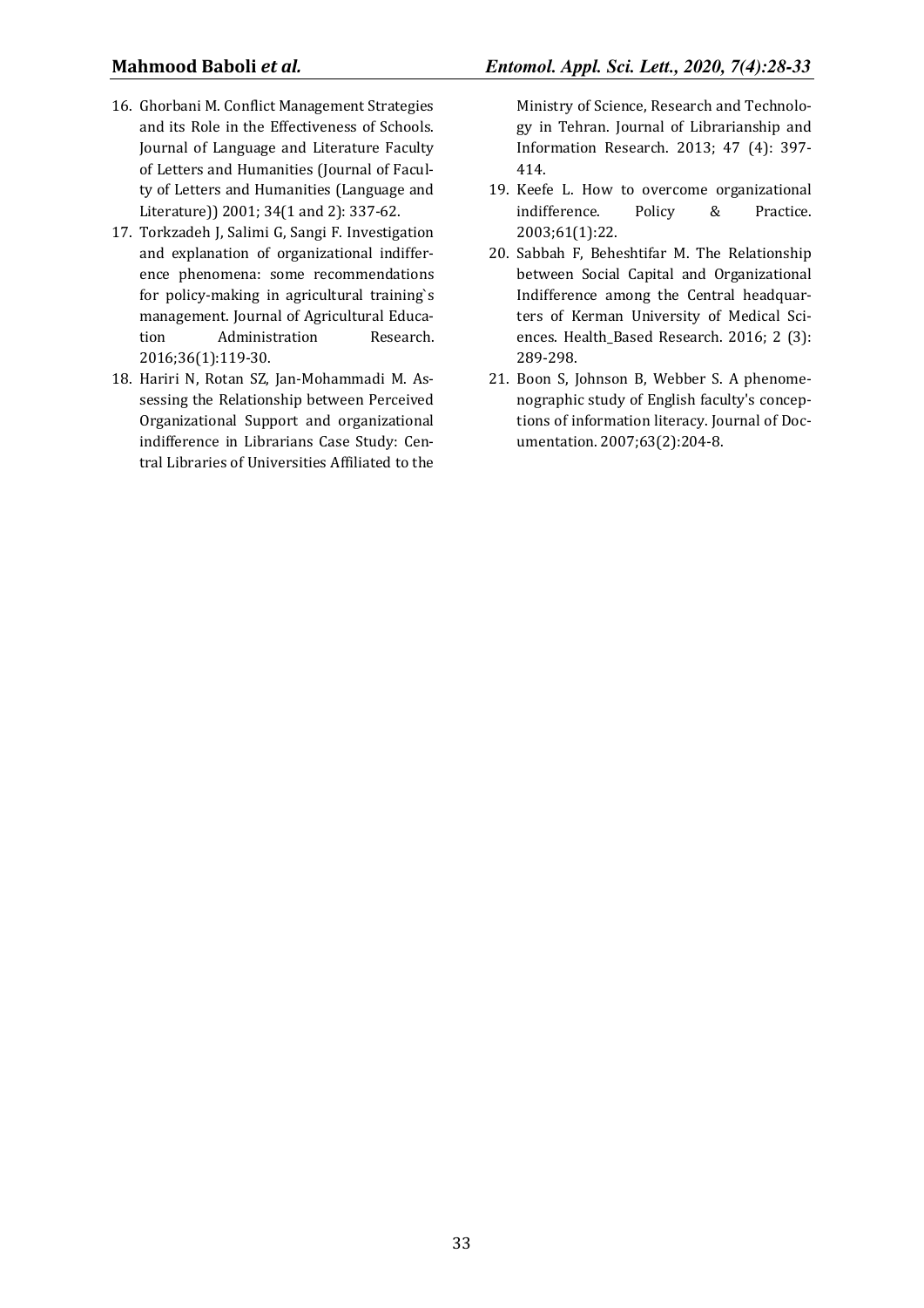16. Ghorbani M. Conflict Management Strategies and its Role in the Effectiveness of Schools. Journal of Language and Literature Faculty of Letters and Humanities (Journal of Faculty of Letters and Humanities (Language and Literature)) 2001; 34(1 and 2): 337-62.
17. Torkzadeh J, Salimi G, Sangi F. Investigation and explanation of organizational indifference phenomena: some recommendations for policy-making in agricultural training`s management. Journal of Agricultural Education Administration Research. 2016;36(1):119-30.
18. Hariri N, Rotan SZ, Jan-Mohammadi M. Assessing the Relationship between Perceived Organizational Support and organizational indifference in Librarians Case Study: Central Libraries of Universities Affiliated to the Ministry of Science, Research and Technology in Tehran. Journal of Librarianship and Information Research. 2013; 47 (4): 397-414.
19. Keefe L. How to overcome organizational indifference. Policy & Practice. 2003;61(1):22.
20. Sabbah F, Beheshtifar M. The Relationship between Social Capital and Organizational Indifference among the Central headquarters of Kerman University of Medical Sciences. Health_Based Research. 2016; 2 (3): 289-298.
21. Boon S, Johnson B, Webber S. A phenomenographic study of English faculty's conceptions of information literacy. Journal of Documentation. 2007;63(2):204-8.